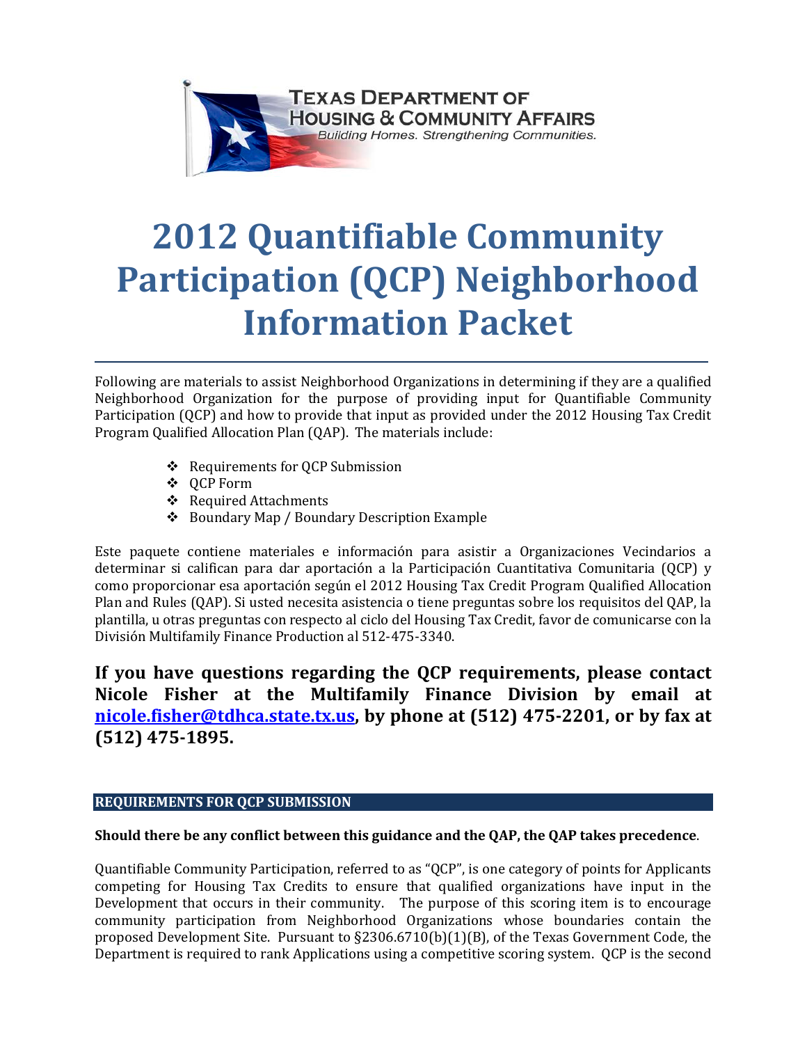TEXAS DEPARTMENT OF HOUSING & COMMUNITY AFFAIRS

*Building Homes. Strengthening Communities.*

# 2012 Quantifiable Community Participation (QCP) Neighborhood Information Packet

Following are materials to assist Neighborhood Organizations in determining if they are a qualified Neighborhood Organization for the purpose of providing input for Quantifiable Community Participation (QCP) and how to provide that input as provided under the 2012 Housing Tax Credit Program Qualified Allocation Plan (QAP). The materials include:

- Requirements for QCP Submission
- QCP Form
- Required Attachments
- Boundary Map / Boundary Description Example

Este paquete contiene materiales e información para asistir a Organizaciones Vecindarios a determinar si califican para dar aportación a la Participación Cuantitativa Comunitaria (QCP) y como proporcionar esa aportación según el 2012 Housing Tax Credit Program Qualified Allocation Plan and Rules (QAP). Si usted necesita asistencia o tiene preguntas sobre los requisitos del QAP, la plantilla, u otras preguntas con respecto al ciclo del Housing Tax Credit, favor de comunicarse con la División Multifamily Finance Production al 512-475-3340.

**If you have questions regarding the QCP requirements, please contact Nicole Fisher at the Multifamily Finance Division by email at nicole.fisher@tdhca.state.tx.us, by phone at (512) 475-2201, or by fax at (512) 475-1895.**

## REQUIREMENTS FOR QCP SUBMISSION

**Should there be any conflict between this guidance and the QAP, the QAP takes precedence**.

Quantifiable Community Participation, referred to as "QCP", is one category of points for Applicants competing for Housing Tax Credits to ensure that qualified organizations have input in the Development that occurs in their community. The purpose of this scoring item is to encourage community participation from Neighborhood Organizations whose boundaries contain the proposed Development Site. Pursuant to §2306.6710(b)(1)(B), of the Texas Government Code, the Department is required to rank Applications using a competitive scoring system. QCP is the second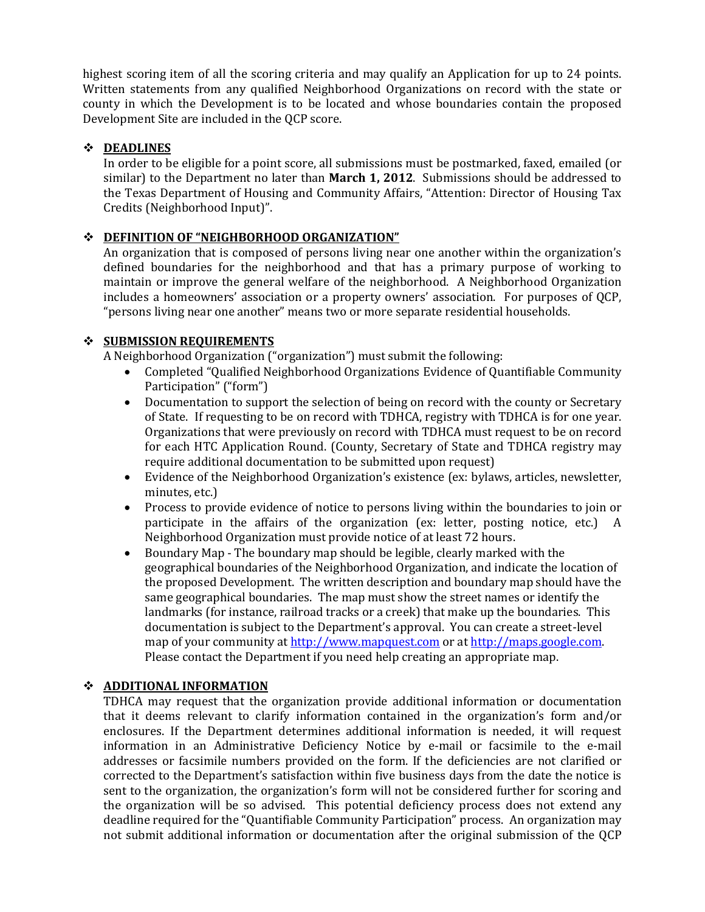highest scoring item of all the scoring criteria and may qualify an Application for up to 24 points. Written statements from any qualified Neighborhood Organizations on record with the state or county in which the Development is to be located and whose boundaries contain the proposed Development Site are included in the QCP score.

## ❖ DEADLINES

In order to be eligible for a point score, all submissions must be postmarked, faxed, emailed (or similar) to the Department no later than **March 1, 2012**. Submissions should be addressed to the Texas Department of Housing and Community Affairs, "Attention: Director of Housing Tax Credits (Neighborhood Input)".

## ❖ DEFINITION OF "NEIGHBORHOOD ORGANIZATION"

An organization that is composed of persons living near one another within the organization's defined boundaries for the neighborhood and that has a primary purpose of working to maintain or improve the general welfare of the neighborhood. A Neighborhood Organization includes a homeowners' association or a property owners' association. For purposes of QCP, "persons living near one another" means two or more separate residential households.

## ❖ SUBMISSION REQUIREMENTS

A Neighborhood Organization ("organization") must submit the following:

- Completed "Qualified Neighborhood Organizations Evidence of Quantifiable Community Participation" ("form")
- Documentation to support the selection of being on record with the county or Secretary of State. If requesting to be on record with TDHCA, registry with TDHCA is for one year. Organizations that were previously on record with TDHCA must request to be on record for each HTC Application Round. (County, Secretary of State and TDHCA registry may require additional documentation to be submitted upon request)
- Evidence of the Neighborhood Organization's existence (ex: bylaws, articles, newsletter, minutes, etc.)
- Process to provide evidence of notice to persons living within the boundaries to join or participate in the affairs of the organization (ex: letter, posting notice, etc.) A Neighborhood Organization must provide notice of at least 72 hours.
- Boundary Map - The boundary map should be legible, clearly marked with the geographical boundaries of the Neighborhood Organization, and indicate the location of the proposed Development. The written description and boundary map should have the same geographical boundaries. The map must show the street names or identify the landmarks (for instance, railroad tracks or a creek) that make up the boundaries. This documentation is subject to the Department's approval. You can create a street-level map of your community at http://www.mapquest.com or at http://maps.google.com. Please contact the Department if you need help creating an appropriate map.

## ❖ ADDITIONAL INFORMATION

TDHCA may request that the organization provide additional information or documentation that it deems relevant to clarify information contained in the organization's form and/or enclosures. If the Department determines additional information is needed, it will request information in an Administrative Deficiency Notice by e-mail or facsimile to the e-mail addresses or facsimile numbers provided on the form. If the deficiencies are not clarified or corrected to the Department's satisfaction within five business days from the date the notice is sent to the organization, the organization's form will not be considered further for scoring and the organization will be so advised. This potential deficiency process does not extend any deadline required for the "Quantifiable Community Participation" process. An organization may not submit additional information or documentation after the original submission of the QCP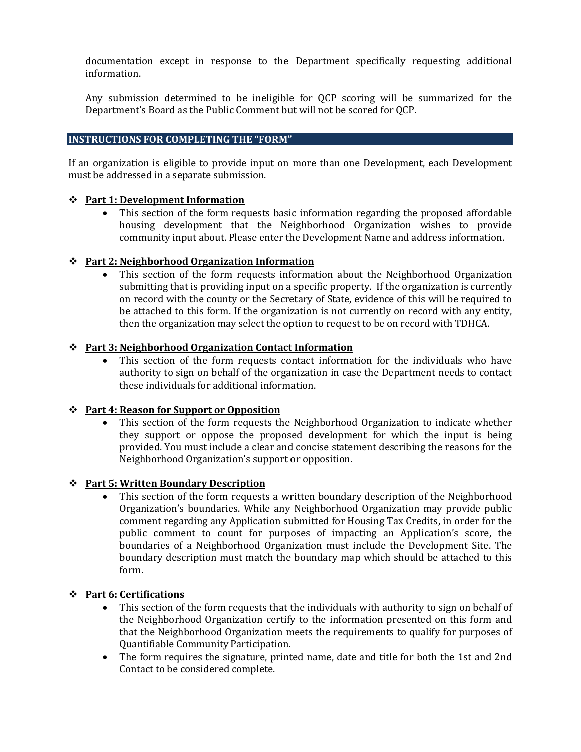documentation except in response to the Department specifically requesting additional information.

Any submission determined to be ineligible for QCP scoring will be summarized for the Department's Board as the Public Comment but will not be scored for QCP.

## INSTRUCTIONS FOR COMPLETING THE "FORM"

If an organization is eligible to provide input on more than one Development, each Development must be addressed in a separate submission.

- **Part 1: Development Information**
  - This section of the form requests basic information regarding the proposed affordable housing development that the Neighborhood Organization wishes to provide community input about. Please enter the Development Name and address information.

- **Part 2: Neighborhood Organization Information**
  - This section of the form requests information about the Neighborhood Organization submitting that is providing input on a specific property. If the organization is currently on record with the county or the Secretary of State, evidence of this will be required to be attached to this form. If the organization is not currently on record with any entity, then the organization may select the option to request to be on record with TDHCA.

- **Part 3: Neighborhood Organization Contact Information**
  - This section of the form requests contact information for the individuals who have authority to sign on behalf of the organization in case the Department needs to contact these individuals for additional information.

- **Part 4: Reason for Support or Opposition**
  - This section of the form requests the Neighborhood Organization to indicate whether they support or oppose the proposed development for which the input is being provided. You must include a clear and concise statement describing the reasons for the Neighborhood Organization's support or opposition.

- **Part 5: Written Boundary Description**
  - This section of the form requests a written boundary description of the Neighborhood Organization's boundaries. While any Neighborhood Organization may provide public comment regarding any Application submitted for Housing Tax Credits, in order for the public comment to count for purposes of impacting an Application's score, the boundaries of a Neighborhood Organization must include the Development Site. The boundary description must match the boundary map which should be attached to this form.

- **Part 6: Certifications**
  - This section of the form requests that the individuals with authority to sign on behalf of the Neighborhood Organization certify to the information presented on this form and that the Neighborhood Organization meets the requirements to qualify for purposes of Quantifiable Community Participation.
  - The form requires the signature, printed name, date and title for both the 1st and 2nd Contact to be considered complete.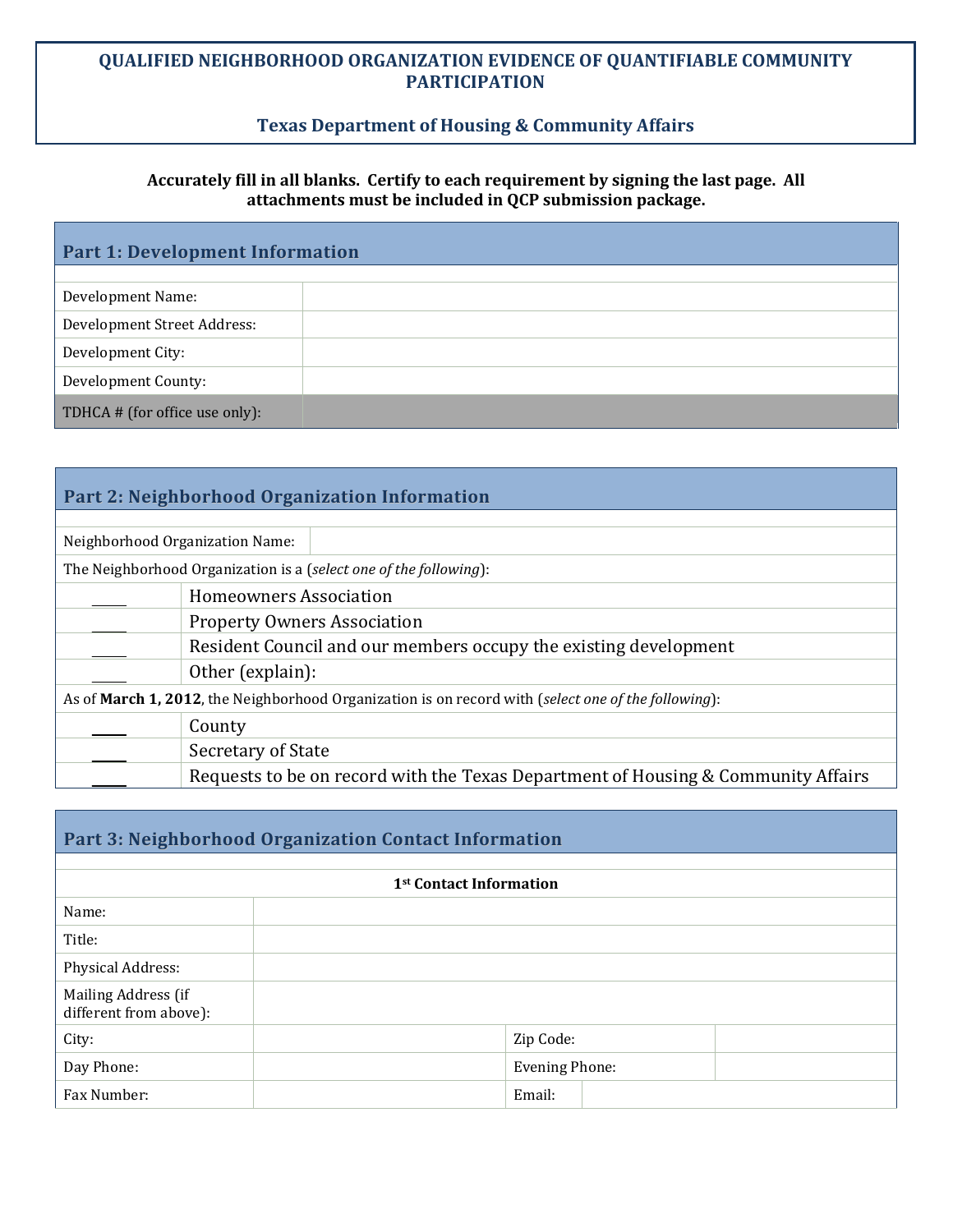# QUALIFIED NEIGHBORHOOD ORGANIZATION EVIDENCE OF QUANTIFIABLE COMMUNITY PARTICIPATION

## Texas Department of Housing & Community Affairs

**Accurately fill in all blanks. Certify to each requirement by signing the last page. All attachments must be included in QCP submission package.**

## Part 1: Development Information

| | |
|---|---|
| Development Name: | |
| Development Street Address: | |
| Development City: | |
| Development County: | |
| TDHCA # (for office use only): | |

## Part 2: Neighborhood Organization Information

| | |
|---|---|
| Neighborhood Organization Name: | |

The Neighborhood Organization is a (*select one of the following*):

| | |
|---|---|
| ____ | Homeowners Association |
| ____ | Property Owners Association |
| ____ | Resident Council and our members occupy the existing development |
| ____ | Other (explain): |

As of **March 1, 2012**, the Neighborhood Organization is on record with (*select one of the following*):

| | |
|---|---|
| ____ | County |
| ____ | Secretary of State |
| ____ | Requests to be on record with the Texas Department of Housing & Community Affairs |

## Part 3: Neighborhood Organization Contact Information

**1st Contact Information**

| | | | |
|---|---|---|---|
| Name: | | | |
| Title: | | | |
| Physical Address: | | | |
| Mailing Address (if different from above): | | | |
| City: | | Zip Code: | |
| Day Phone: | | Evening Phone: | |
| Fax Number: | | Email: | |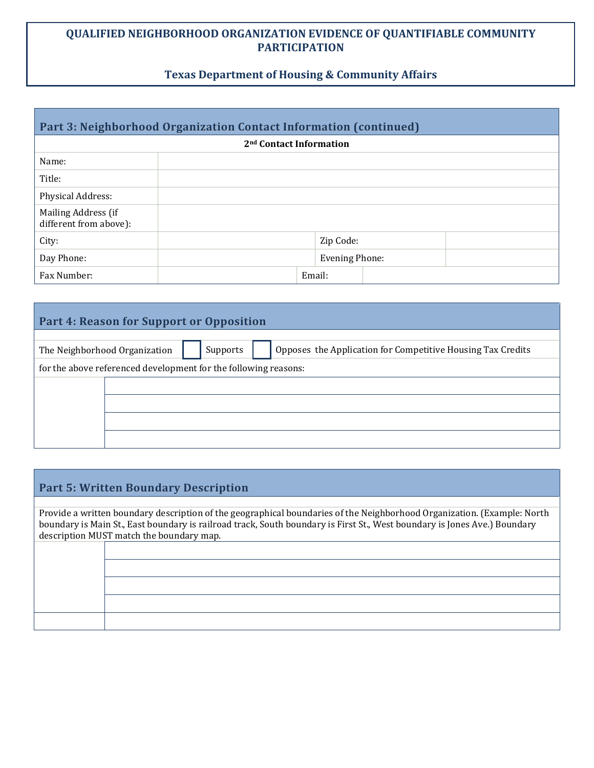# QUALIFIED NEIGHBORHOOD ORGANIZATION EVIDENCE OF QUANTIFIABLE COMMUNITY PARTICIPATION

## Texas Department of Housing & Community Affairs

## Part 3: Neighborhood Organization Contact Information (continued)

**2nd Contact Information**

| | | | |
|---|---|---|---|
| Name: | | | |
| Title: | | | |
| Physical Address: | | | |
| Mailing Address (if different from above): | | | |
| City: | | Zip Code: | |
| Day Phone: | | Evening Phone: | |
| Fax Number: | | Email: | |

## Part 4: Reason for Support or Opposition

The Neighborhood Organization ☐ Supports ☐ Opposes the Application for Competitive Housing Tax Credits for the above referenced development for the following reasons:

| | |
|---|---|
| | |
| | |
| | |
| | |

## Part 5: Written Boundary Description

Provide a written boundary description of the geographical boundaries of the Neighborhood Organization. (Example: North boundary is Main St., East boundary is railroad track, South boundary is First St., West boundary is Jones Ave.) Boundary description MUST match the boundary map.

| | |
|---|---|
| | |
| | |
| | |
| | |
| | |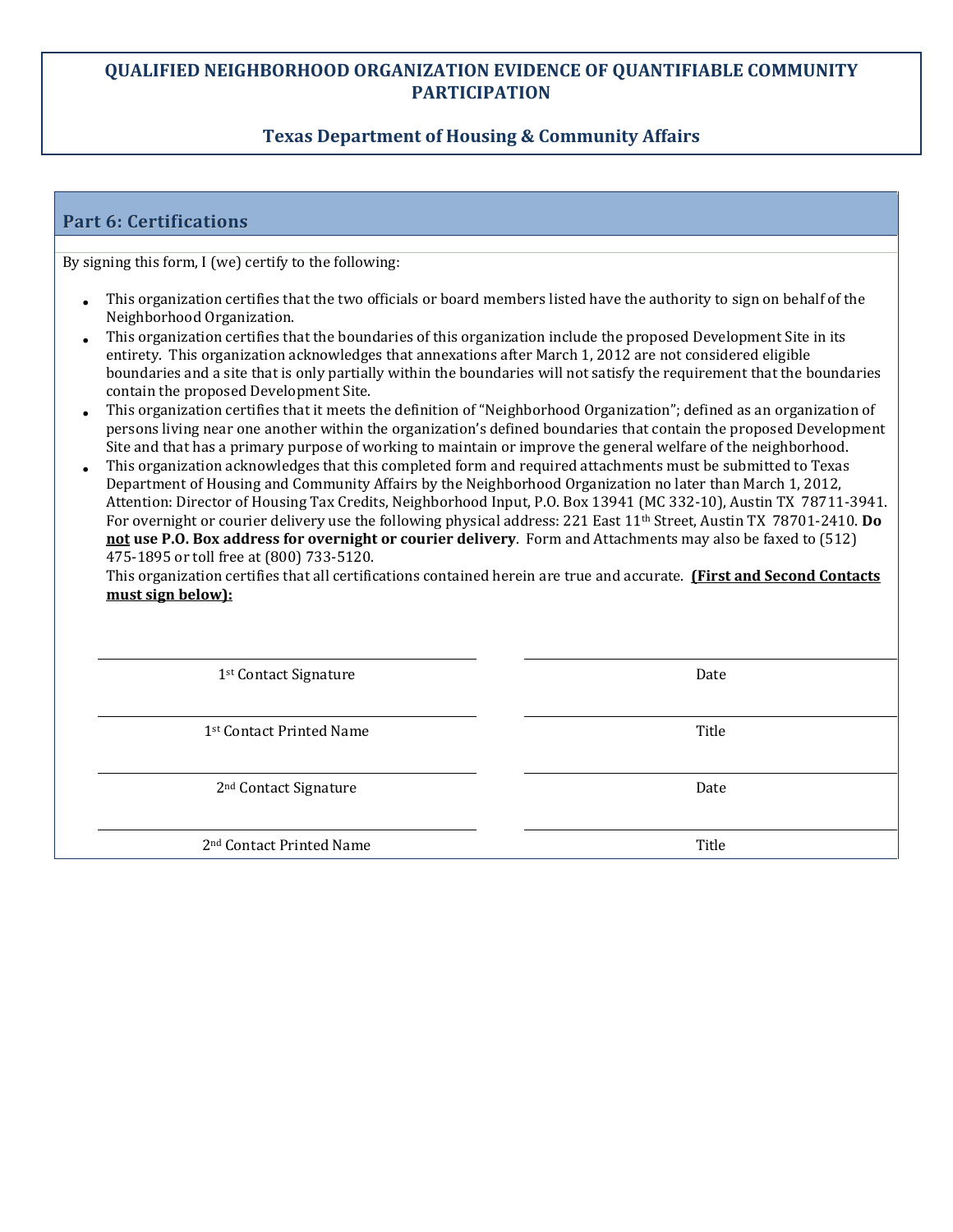## QUALIFIED NEIGHBORHOOD ORGANIZATION EVIDENCE OF QUANTIFIABLE COMMUNITY PARTICIPATION

### Texas Department of Housing & Community Affairs

## Part 6: Certifications

By signing this form, I (we) certify to the following:

- This organization certifies that the two officials or board members listed have the authority to sign on behalf of the Neighborhood Organization.
- This organization certifies that the boundaries of this organization include the proposed Development Site in its entirety. This organization acknowledges that annexations after March 1, 2012 are not considered eligible boundaries and a site that is only partially within the boundaries will not satisfy the requirement that the boundaries contain the proposed Development Site.
- This organization certifies that it meets the definition of "Neighborhood Organization"; defined as an organization of persons living near one another within the organization's defined boundaries that contain the proposed Development Site and that has a primary purpose of working to maintain or improve the general welfare of the neighborhood.
- This organization acknowledges that this completed form and required attachments must be submitted to Texas Department of Housing and Community Affairs by the Neighborhood Organization no later than March 1, 2012, Attention: Director of Housing Tax Credits, Neighborhood Input, P.O. Box 13941 (MC 332-10), Austin TX 78711-3941. For overnight or courier delivery use the following physical address: 221 East 11th Street, Austin TX 78701-2410. **Do not use P.O. Box address for overnight or courier delivery**. Form and Attachments may also be faxed to (512) 475-1895 or toll free at (800) 733-5120.

  This organization certifies that all certifications contained herein are true and accurate. **(First and Second Contacts must sign below):**

| | |
|---|---|
| ______________________________ | ______________________________ |
| 1st Contact Signature | Date |
| ______________________________ | ______________________________ |
| 1st Contact Printed Name | Title |
| ______________________________ | ______________________________ |
| 2nd Contact Signature | Date |
| ______________________________ | ______________________________ |
| 2nd Contact Printed Name | Title |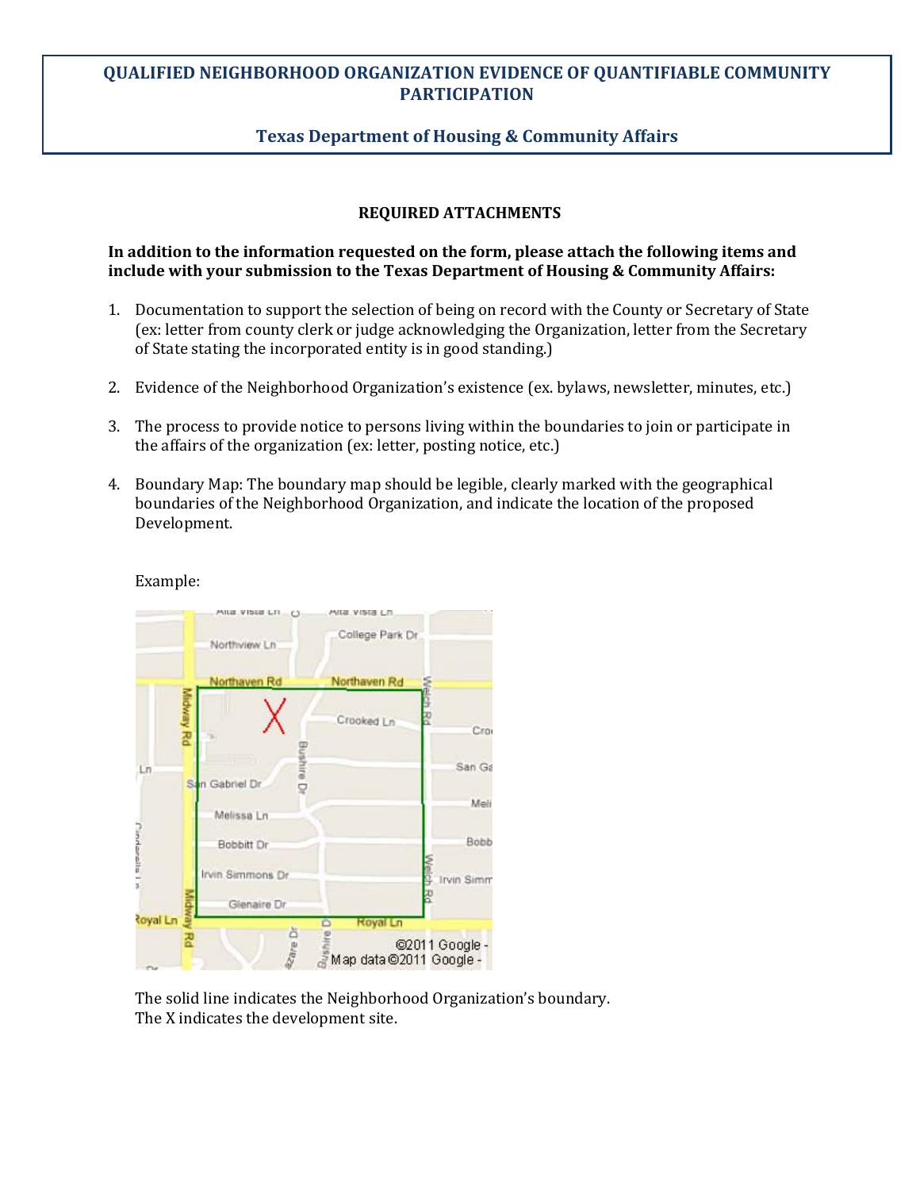# QUALIFIED NEIGHBORHOOD ORGANIZATION EVIDENCE OF QUANTIFIABLE COMMUNITY PARTICIPATION

## Texas Department of Housing & Community Affairs

### REQUIRED ATTACHMENTS

**In addition to the information requested on the form, please attach the following items and include with your submission to the Texas Department of Housing & Community Affairs:**

1. Documentation to support the selection of being on record with the County or Secretary of State (ex: letter from county clerk or judge acknowledging the Organization, letter from the Secretary of State stating the incorporated entity is in good standing.)

2. Evidence of the Neighborhood Organization's existence (ex. bylaws, newsletter, minutes, etc.)

3. The process to provide notice to persons living within the boundaries to join or participate in the affairs of the organization (ex: letter, posting notice, etc.)

4. Boundary Map: The boundary map should be legible, clearly marked with the geographical boundaries of the Neighborhood Organization, and indicate the location of the proposed Development.

Example:

The solid line indicates the Neighborhood Organization's boundary.
The X indicates the development site.